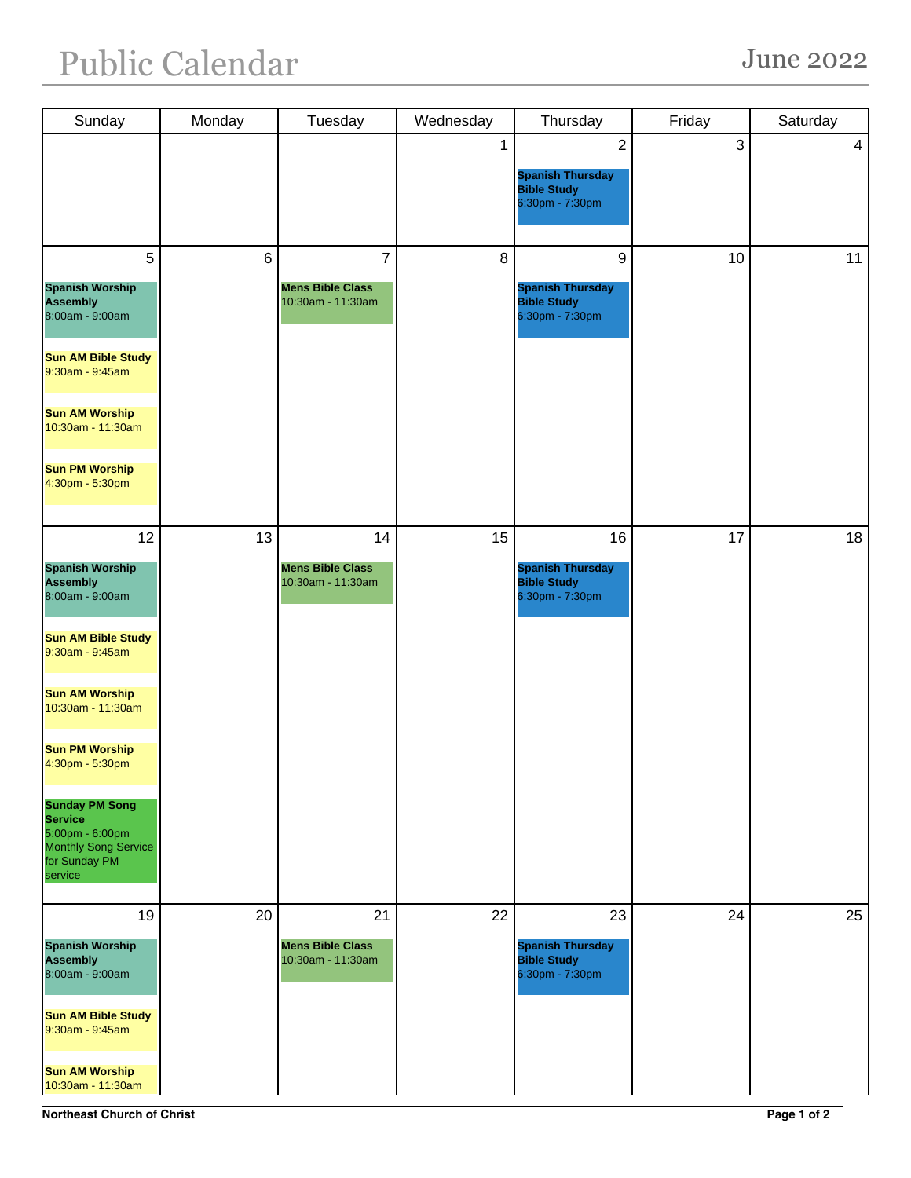# Public Calendar

June 2022

| Sunday | Monday | Tuesday | Wednesday | Thursday | Friday | Saturday |
| --- | --- | --- | --- | --- | --- | --- |
| | | | 1 | 2<br>**Spanish Thursday Bible Study**<br>6:30pm - 7:30pm | 3 | 4 |
| 5<br>**Spanish Worship Assembly**<br>8:00am - 9:00am<br>**Sun AM Bible Study**<br>9:30am - 9:45am<br>**Sun AM Worship**<br>10:30am - 11:30am<br>**Sun PM Worship**<br>4:30pm - 5:30pm | 6 | 7<br>**Mens Bible Class**<br>10:30am - 11:30am | 8 | 9<br>**Spanish Thursday Bible Study**<br>6:30pm - 7:30pm | 10 | 11 |
| 12<br>**Spanish Worship Assembly**<br>8:00am - 9:00am<br>**Sun AM Bible Study**<br>9:30am - 9:45am<br>**Sun AM Worship**<br>10:30am - 11:30am<br>**Sun PM Worship**<br>4:30pm - 5:30pm<br>**Sunday PM Song Service**<br>5:00pm - 6:00pm<br>Monthly Song Service for Sunday PM service | 13 | 14<br>**Mens Bible Class**<br>10:30am - 11:30am | 15 | 16<br>**Spanish Thursday Bible Study**<br>6:30pm - 7:30pm | 17 | 18 |
| 19<br>**Spanish Worship Assembly**<br>8:00am - 9:00am<br>**Sun AM Bible Study**<br>9:30am - 9:45am<br>**Sun AM Worship**<br>10:30am - 11:30am | 20 | 21<br>**Mens Bible Class**<br>10:30am - 11:30am | 22 | 23<br>**Spanish Thursday Bible Study**<br>6:30pm - 7:30pm | 24 | 25 |

**Northeast Church of Christ**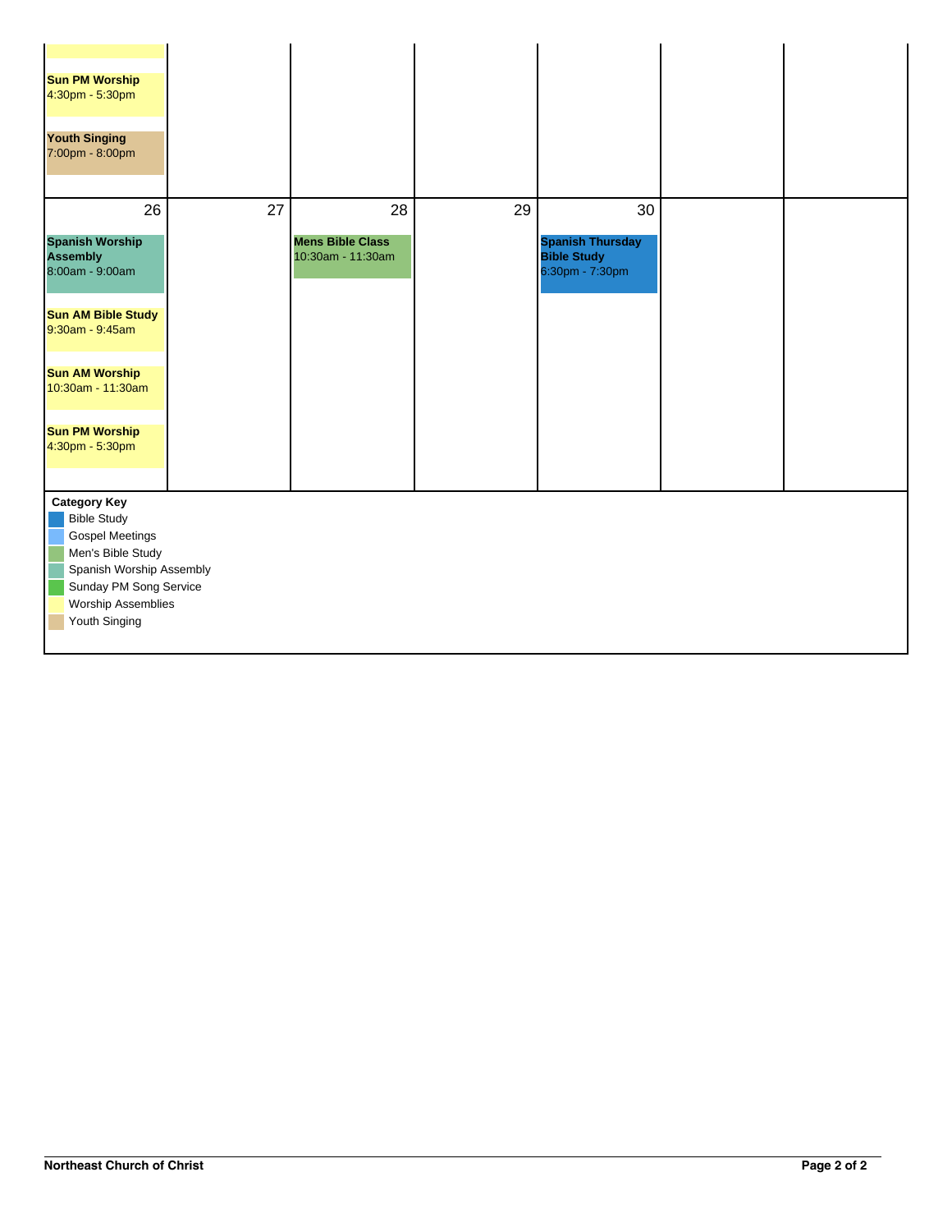|  |  |  |  |  |  |  |
|---|---|---|---|---|---|---|
| **Sun PM Worship** 4:30pm - 5:30pm<br><br>**Youth Singing** 7:00pm - 8:00pm | | | | | | |
| 26<br><br>**Spanish Worship Assembly** 8:00am - 9:00am<br><br>**Sun AM Bible Study** 9:30am - 9:45am<br><br>**Sun AM Worship** 10:30am - 11:30am<br><br>**Sun PM Worship** 4:30pm - 5:30pm | 27 | 28<br><br>**Mens Bible Class** 10:30am - 11:30am | 29 | 30<br><br>**Spanish Thursday Bible Study** 6:30pm - 7:30pm | | |

**Category Key**

- Bible Study
- Gospel Meetings
- Men's Bible Study
- Spanish Worship Assembly
- Sunday PM Song Service
- Worship Assemblies
- Youth Singing

**Northeast Church of Christ**